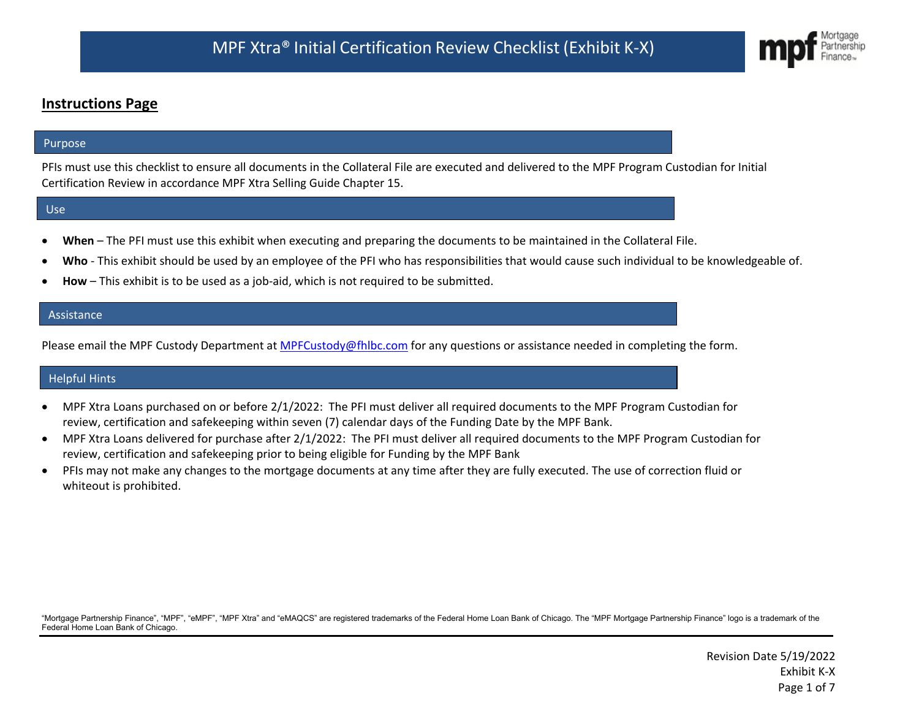# MPF Xtra® Initial Certification Review Checklist (Exhibit K-X)

## Instructions Page

### Purpose

PFIs must use this checklist to ensure all documents in the Collateral File are executed and delivered to the MPF Program Custodian for Initial Certification Review in accordance MPF Xtra Selling Guide Chapter 15.

### Use

- **When** – The PFI must use this exhibit when executing and preparing the documents to be maintained in the Collateral File.
- **Who** - This exhibit should be used by an employee of the PFI who has responsibilities that would cause such individual to be knowledgeable of.
- **How** – This exhibit is to be used as a job-aid, which is not required to be submitted.

### Assistance

Please email the MPF Custody Department at MPFCustody@fhlbc.com for any questions or assistance needed in completing the form.

### Helpful Hints

- MPF Xtra Loans purchased on or before 2/1/2022: The PFI must deliver all required documents to the MPF Program Custodian for review, certification and safekeeping within seven (7) calendar days of the Funding Date by the MPF Bank.
- MPF Xtra Loans delivered for purchase after 2/1/2022: The PFI must deliver all required documents to the MPF Program Custodian for review, certification and safekeeping prior to being eligible for Funding by the MPF Bank
- PFIs may not make any changes to the mortgage documents at any time after they are fully executed. The use of correction fluid or whiteout is prohibited.

"Mortgage Partnership Finance", "MPF", "eMPF", "MPF Xtra" and "eMAQCS" are registered trademarks of the Federal Home Loan Bank of Chicago. The "MPF Mortgage Partnership Finance" logo is a trademark of the Federal Home Loan Bank of Chicago.

Revision Date 5/19/2022
Exhibit K-X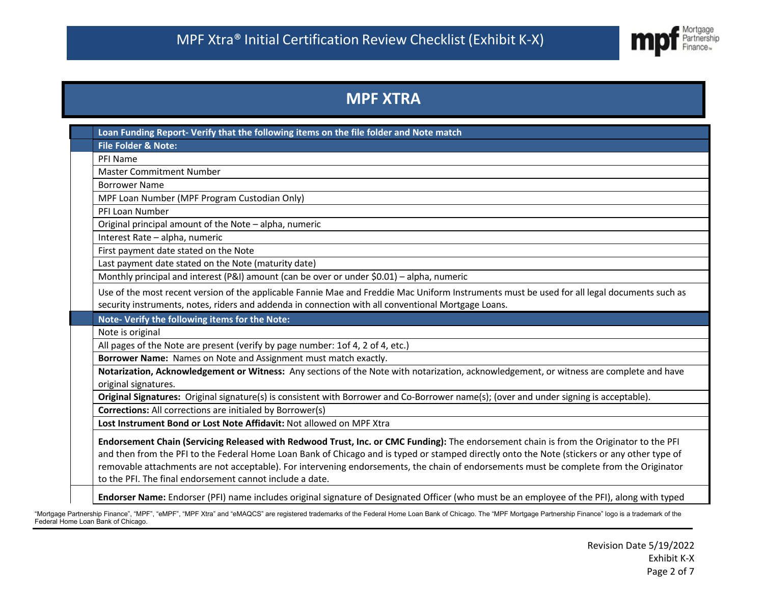# MPF Xtra® Initial Certification Review Checklist (Exhibit K-X)

## MPF XTRA

| | **Loan Funding Report- Verify that the following items on the file folder and Note match** |
|---|---|
| | **File Folder & Note:** |
| | PFI Name |
| | Master Commitment Number |
| | Borrower Name |
| | MPF Loan Number (MPF Program Custodian Only) |
| | PFI Loan Number |
| | Original principal amount of the Note – alpha, numeric |
| | Interest Rate – alpha, numeric |
| | First payment date stated on the Note |
| | Last payment date stated on the Note (maturity date) |
| | Monthly principal and interest (P&I) amount (can be over or under $0.01) – alpha, numeric |
| | Use of the most recent version of the applicable Fannie Mae and Freddie Mac Uniform Instruments must be used for all legal documents such as security instruments, notes, riders and addenda in connection with all conventional Mortgage Loans. |
| | **Note- Verify the following items for the Note:** |
| | Note is original |
| | All pages of the Note are present (verify by page number: 1of 4, 2 of 4, etc.) |
| | **Borrower Name:** Names on Note and Assignment must match exactly. |
| | **Notarization, Acknowledgement or Witness:** Any sections of the Note with notarization, acknowledgement, or witness are complete and have original signatures. |
| | **Original Signatures:** Original signature(s) is consistent with Borrower and Co-Borrower name(s); (over and under signing is acceptable). |
| | **Corrections:** All corrections are initialed by Borrower(s) |
| | **Lost Instrument Bond or Lost Note Affidavit:** Not allowed on MPF Xtra |
| | **Endorsement Chain (Servicing Released with Redwood Trust, Inc. or CMC Funding):** The endorsement chain is from the Originator to the PFI and then from the PFI to the Federal Home Loan Bank of Chicago and is typed or stamped directly onto the Note (stickers or any other type of removable attachments are not acceptable). For intervening endorsements, the chain of endorsements must be complete from the Originator to the PFI. The final endorsement cannot include a date. |
| | **Endorser Name:** Endorser (PFI) name includes original signature of Designated Officer (who must be an employee of the PFI), along with typed |

"Mortgage Partnership Finance", "MPF", "eMPF", "MPF Xtra" and "eMAQCS" are registered trademarks of the Federal Home Loan Bank of Chicago. The "MPF Mortgage Partnership Finance" logo is a trademark of the Federal Home Loan Bank of Chicago.

Revision Date 5/19/2022
Exhibit K-X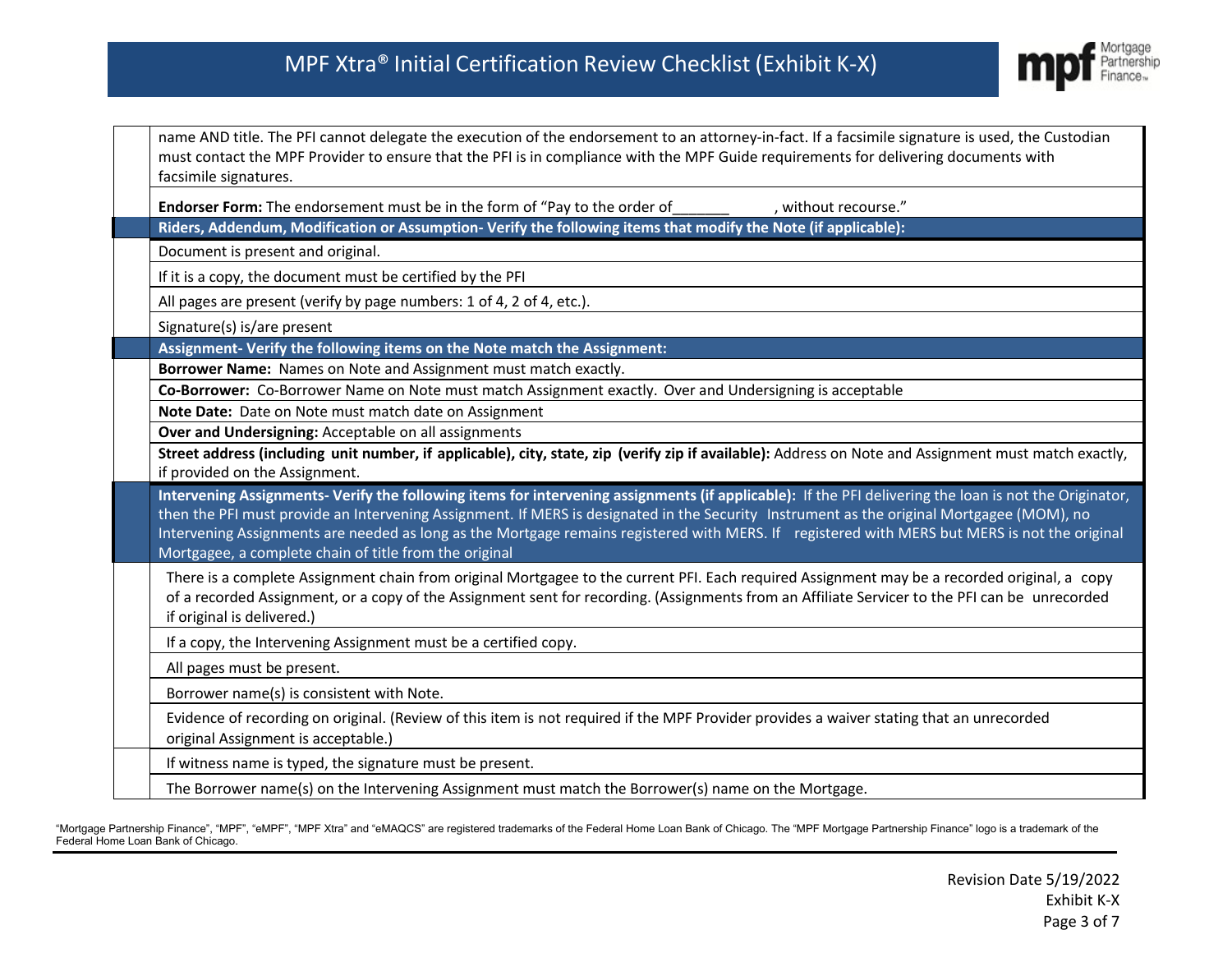| | |
|---|---|
| | name AND title. The PFI cannot delegate the execution of the endorsement to an attorney-in-fact. If a facsimile signature is used, the Custodian must contact the MPF Provider to ensure that the PFI is in compliance with the MPF Guide requirements for delivering documents with facsimile signatures. |
| | **Endorser Form:** The endorsement must be in the form of “Pay to the order of_______ , without recourse.” |
| | **Riders, Addendum, Modification or Assumption- Verify the following items that modify the Note (if applicable):** |
| | Document is present and original. |
| | If it is a copy, the document must be certified by the PFI |
| | All pages are present (verify by page numbers: 1 of 4, 2 of 4, etc.). |
| | Signature(s) is/are present |
| | **Assignment- Verify the following items on the Note match the Assignment:** |
| | **Borrower Name:** Names on Note and Assignment must match exactly. |
| | **Co-Borrower:** Co-Borrower Name on Note must match Assignment exactly. Over and Undersigning is acceptable |
| | **Note Date:** Date on Note must match date on Assignment |
| | **Over and Undersigning:** Acceptable on all assignments |
| | **Street address (including unit number, if applicable), city, state, zip (verify zip if available):** Address on Note and Assignment must match exactly, if provided on the Assignment. |
| | **Intervening Assignments- Verify the following items for intervening assignments (if applicable):** If the PFI delivering the loan is not the Originator, then the PFI must provide an Intervening Assignment. If MERS is designated in the Security Instrument as the original Mortgagee (MOM), no Intervening Assignments are needed as long as the Mortgage remains registered with MERS. If registered with MERS but MERS is not the original Mortgagee, a complete chain of title from the original |
| | There is a complete Assignment chain from original Mortgagee to the current PFI. Each required Assignment may be a recorded original, a copy of a recorded Assignment, or a copy of the Assignment sent for recording. (Assignments from an Affiliate Servicer to the PFI can be unrecorded if original is delivered.) |
| | If a copy, the Intervening Assignment must be a certified copy. |
| | All pages must be present. |
| | Borrower name(s) is consistent with Note. |
| | Evidence of recording on original. (Review of this item is not required if the MPF Provider provides a waiver stating that an unrecorded original Assignment is acceptable.) |
| | If witness name is typed, the signature must be present. |
| | The Borrower name(s) on the Intervening Assignment must match the Borrower(s) name on the Mortgage. |

“Mortgage Partnership Finance”, “MPF”, “eMPF”, “MPF Xtra” and “eMAQCS” are registered trademarks of the Federal Home Loan Bank of Chicago. The “MPF Mortgage Partnership Finance” logo is a trademark of the Federal Home Loan Bank of Chicago.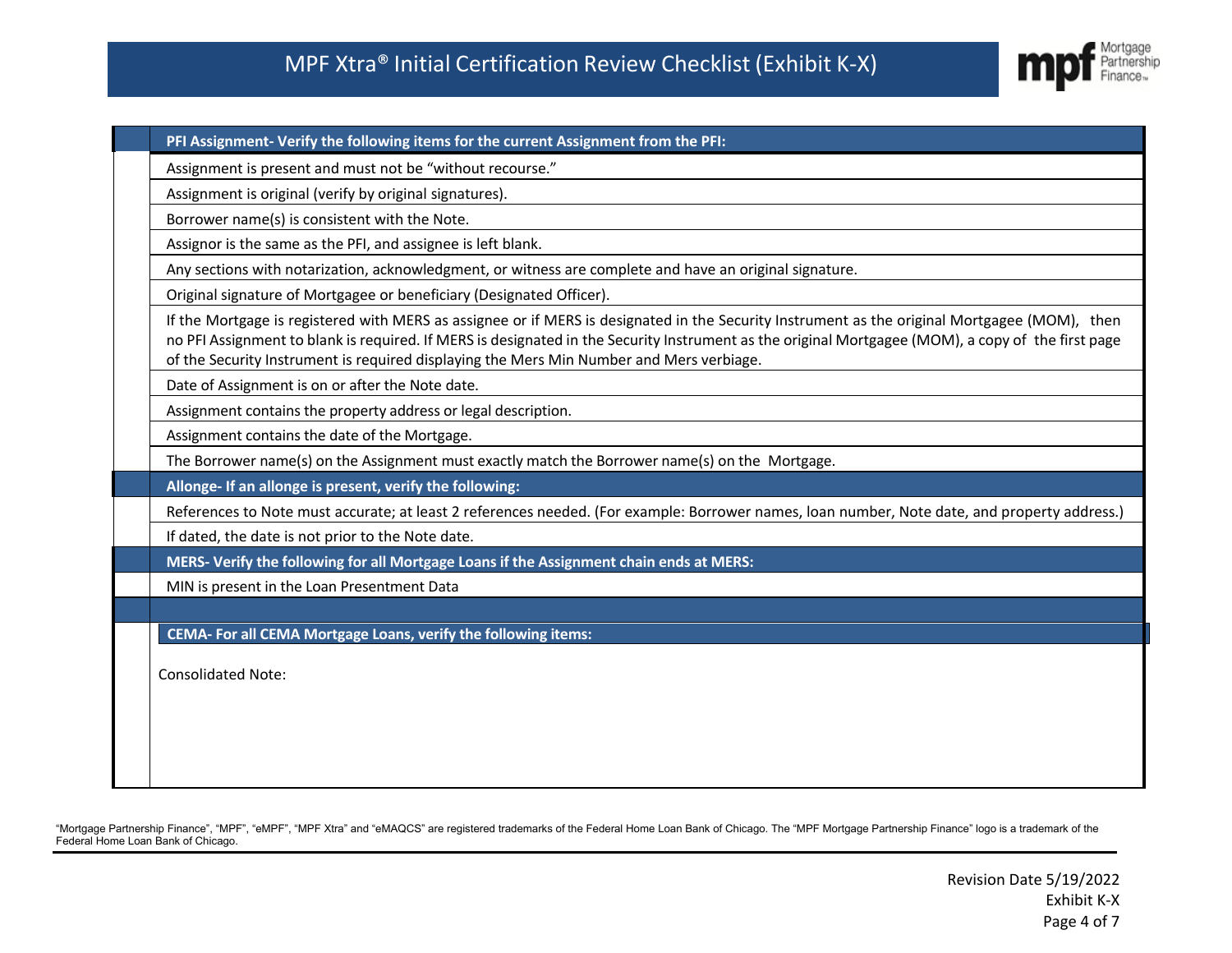# MPF Xtra® Initial Certification Review Checklist (Exhibit K-X)

| | **PFI Assignment- Verify the following items for the current Assignment from the PFI:** |
|---|---|
| | Assignment is present and must not be "without recourse." |
| | Assignment is original (verify by original signatures). |
| | Borrower name(s) is consistent with the Note. |
| | Assignor is the same as the PFI, and assignee is left blank. |
| | Any sections with notarization, acknowledgment, or witness are complete and have an original signature. |
| | Original signature of Mortgagee or beneficiary (Designated Officer). |
| | If the Mortgage is registered with MERS as assignee or if MERS is designated in the Security Instrument as the original Mortgagee (MOM), then no PFI Assignment to blank is required. If MERS is designated in the Security Instrument as the original Mortgagee (MOM), a copy of the first page of the Security Instrument is required displaying the Mers Min Number and Mers verbiage. |
| | Date of Assignment is on or after the Note date. |
| | Assignment contains the property address or legal description. |
| | Assignment contains the date of the Mortgage. |
| | The Borrower name(s) on the Assignment must exactly match the Borrower name(s) on the Mortgage. |
| | **Allonge- If an allonge is present, verify the following:** |
| | References to Note must accurate; at least 2 references needed. (For example: Borrower names, loan number, Note date, and property address.) |
| | If dated, the date is not prior to the Note date. |
| | **MERS- Verify the following for all Mortgage Loans if the Assignment chain ends at MERS:** |
| | MIN is present in the Loan Presentment Data |
| | |
| | **CEMA- For all CEMA Mortgage Loans, verify the following items:** |
| | Consolidated Note: |

"Mortgage Partnership Finance", "MPF", "eMPF", "MPF Xtra" and "eMAQCS" are registered trademarks of the Federal Home Loan Bank of Chicago. The "MPF Mortgage Partnership Finance" logo is a trademark of the Federal Home Loan Bank of Chicago.

Revision Date 5/19/2022
Exhibit K-X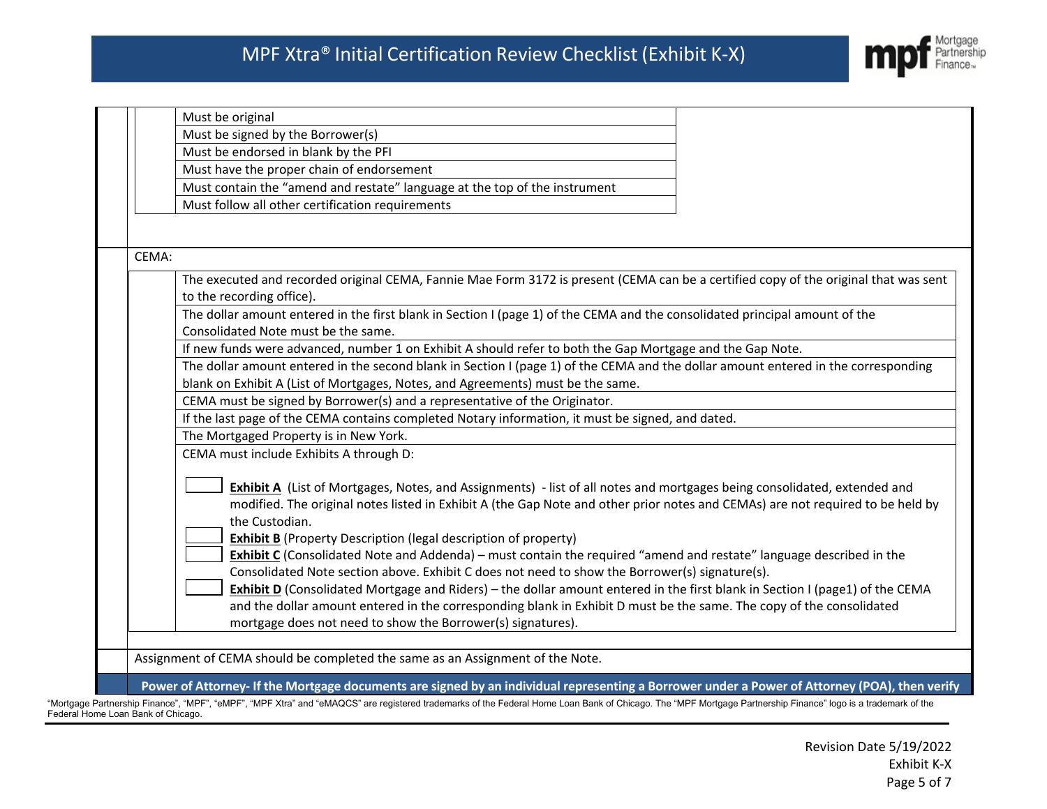| | |
|---|---|
| | Must be original |
| | Must be signed by the Borrower(s) |
| | Must be endorsed in blank by the PFI |
| | Must have the proper chain of endorsement |
| | Must contain the "amend and restate" language at the top of the instrument |
| | Must follow all other certification requirements |

CEMA:

| | |
|---|---|
| | The executed and recorded original CEMA, Fannie Mae Form 3172 is present (CEMA can be a certified copy of the original that was sent to the recording office). |
| | The dollar amount entered in the first blank in Section I (page 1) of the CEMA and the consolidated principal amount of the Consolidated Note must be the same. |
| | If new funds were advanced, number 1 on Exhibit A should refer to both the Gap Mortgage and the Gap Note. |
| | The dollar amount entered in the second blank in Section I (page 1) of the CEMA and the dollar amount entered in the corresponding blank on Exhibit A (List of Mortgages, Notes, and Agreements) must be the same. |
| | CEMA must be signed by Borrower(s) and a representative of the Originator. |
| | If the last page of the CEMA contains completed Notary information, it must be signed, and dated. |
| | The Mortgaged Property is in New York. |
| | CEMA must include Exhibits A through D: |

- ☐ **Exhibit A** (List of Mortgages, Notes, and Assignments) - list of all notes and mortgages being consolidated, extended and modified. The original notes listed in Exhibit A (the Gap Note and other prior notes and CEMAs) are not required to be held by the Custodian.
- ☐ **Exhibit B** (Property Description (legal description of property)
- ☐ **Exhibit C** (Consolidated Note and Addenda) – must contain the required "amend and restate" language described in the Consolidated Note section above. Exhibit C does not need to show the Borrower(s) signature(s).
- ☐ **Exhibit D** (Consolidated Mortgage and Riders) – the dollar amount entered in the first blank in Section I (page1) of the CEMA and the dollar amount entered in the corresponding blank in Exhibit D must be the same. The copy of the consolidated mortgage does not need to show the Borrower(s) signatures).

| | |
|---|---|
| | Assignment of CEMA should be completed the same as an Assignment of the Note. |

**Power of Attorney- If the Mortgage documents are signed by an individual representing a Borrower under a Power of Attorney (POA), then verify**

"Mortgage Partnership Finance", "MPF", "eMPF", "MPF Xtra" and "eMAQCS" are registered trademarks of the Federal Home Loan Bank of Chicago. The "MPF Mortgage Partnership Finance" logo is a trademark of the Federal Home Loan Bank of Chicago.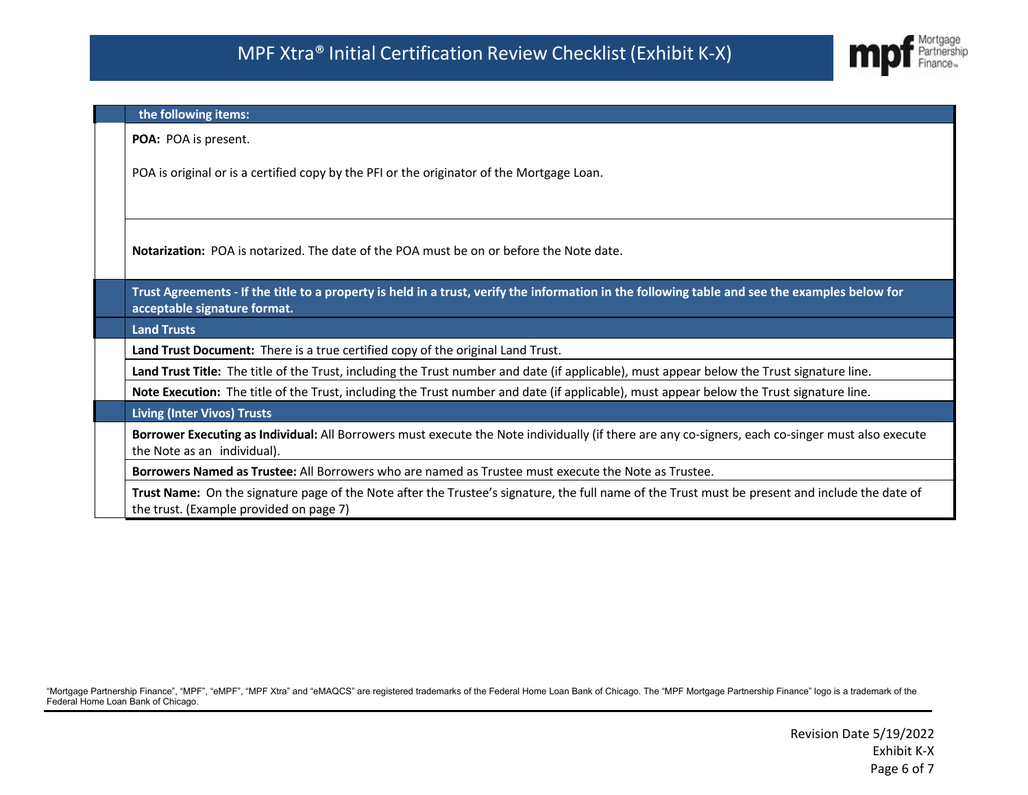| | the following items: |
|---|---|
| | **POA:** POA is present.<br><br>POA is original or is a certified copy by the PFI or the originator of the Mortgage Loan. |
| | **Notarization:** POA is notarized. The date of the POA must be on or before the Note date. |
| | **Trust Agreements - If the title to a property is held in a trust, verify the information in the following table and see the examples below for acceptable signature format.** |
| | **Land Trusts** |
| | **Land Trust Document:** There is a true certified copy of the original Land Trust. |
| | **Land Trust Title:** The title of the Trust, including the Trust number and date (if applicable), must appear below the Trust signature line. |
| | **Note Execution:** The title of the Trust, including the Trust number and date (if applicable), must appear below the Trust signature line. |
| | **Living (Inter Vivos) Trusts** |
| | **Borrower Executing as Individual:** All Borrowers must execute the Note individually (if there are any co-signers, each co-singer must also execute the Note as an individual). |
| | **Borrowers Named as Trustee:** All Borrowers who are named as Trustee must execute the Note as Trustee. |
| | **Trust Name:** On the signature page of the Note after the Trustee's signature, the full name of the Trust must be present and include the date of the trust. (Example provided on page 7) |

"Mortgage Partnership Finance", "MPF", "eMPF", "MPF Xtra" and "eMAQCS" are registered trademarks of the Federal Home Loan Bank of Chicago. The "MPF Mortgage Partnership Finance" logo is a trademark of the Federal Home Loan Bank of Chicago.

Revision Date 5/19/2022
Exhibit K-X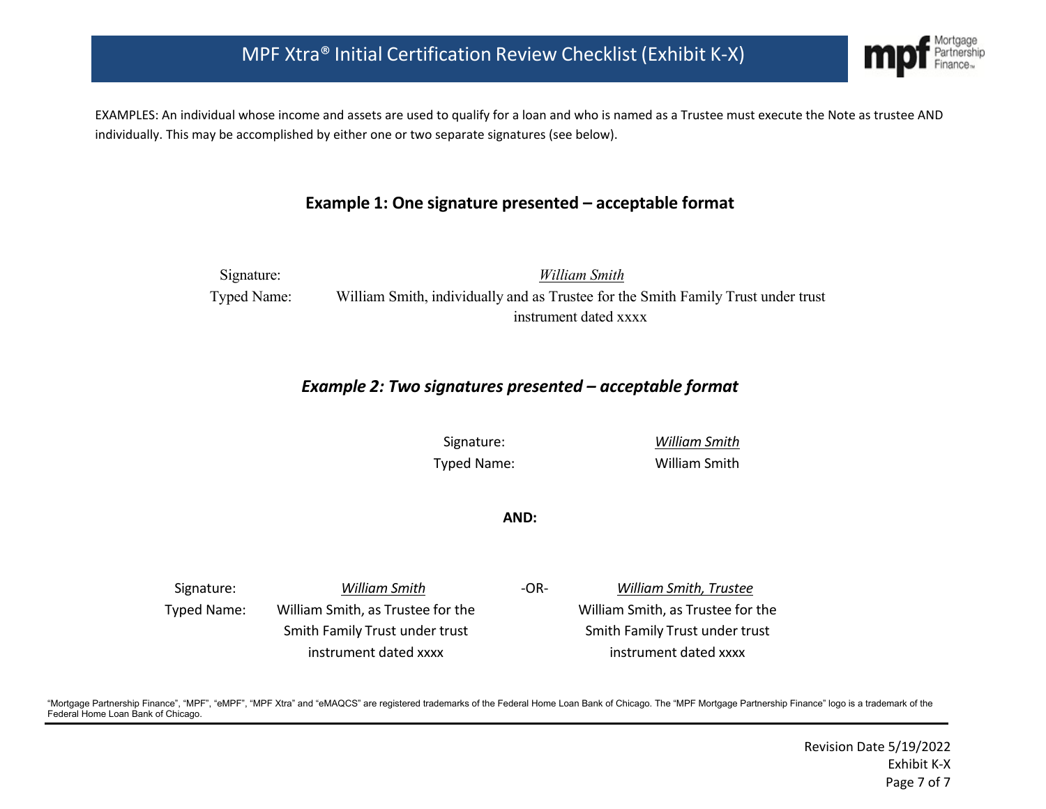EXAMPLES: An individual whose income and assets are used to qualify for a loan and who is named as a Trustee must execute the Note as trustee AND individually. This may be accomplished by either one or two separate signatures (see below).

### Example 1: One signature presented – acceptable format

Signature: *William Smith*

Typed Name: William Smith, individually and as Trustee for the Smith Family Trust under trust instrument dated xxxx

### *Example 2: Two signatures presented – acceptable format*

Signature: *William Smith*

Typed Name: William Smith

**AND:**

Signature: *William Smith*

Typed Name: William Smith, as Trustee for the Smith Family Trust under trust instrument dated xxxx

-OR-

Signature: *William Smith, Trustee*

Typed Name: William Smith, as Trustee for the Smith Family Trust under trust instrument dated xxxx

"Mortgage Partnership Finance", "MPF", "eMPF", "MPF Xtra" and "eMAQCS" are registered trademarks of the Federal Home Loan Bank of Chicago. The "MPF Mortgage Partnership Finance" logo is a trademark of the Federal Home Loan Bank of Chicago.

Revision Date 5/19/2022